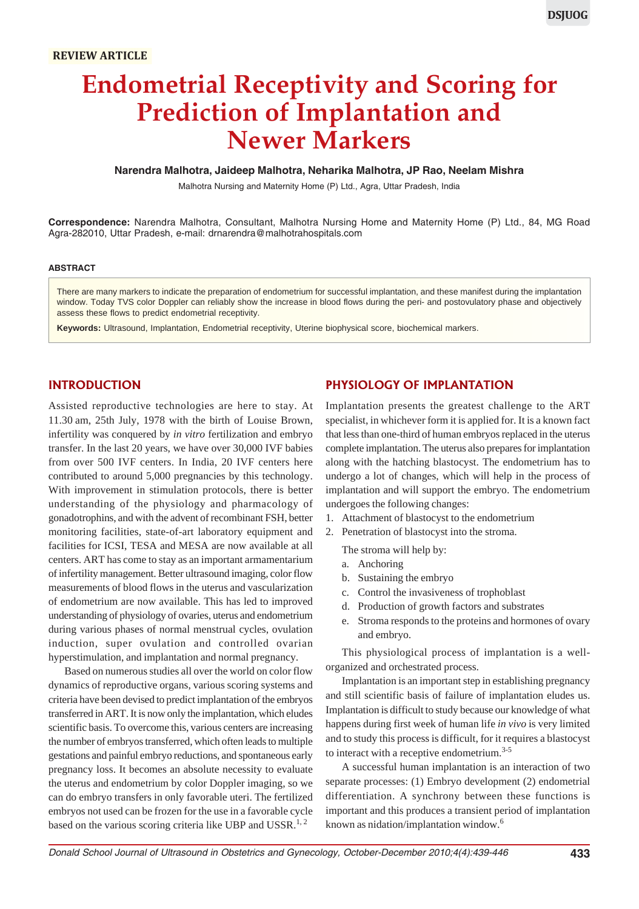REVIEW ARTICLE

# Endometrial Receptivity and Scoring for Prediction of Implantation and Newer Markers

**Narendra Malhotra, Jaideep Malhotra, Neharika Malhotra, JP Rao, Neelam Mishra**

Malhotra Nursing and Maternity Home (P) Ltd., Agra, Uttar Pradesh, India

**Correspondence:** Narendra Malhotra, Consultant, Malhotra Nursing Home and Maternity Home (P) Ltd., 84, MG Road Agra-282010, Uttar Pradesh, e-mail: drnarendra@malhotrahospitals.com

## ABSTRACT

There are many markers to indicate the preparation of endometrium for successful implantation, and these manifest during the implantation window. Today TVS color Doppler can reliably show the increase in blood flows during the peri- and postovulatory phase and objectively assess these flows to predict endometrial receptivity.

**Keywords:** Ultrasound, Implantation, Endometrial receptivity, Uterine biophysical score, biochemical markers.

## INTRODUCTION

Assisted reproductive technologies are here to stay. At 11.30 am, 25th July, 1978 with the birth of Louise Brown, infertility was conquered by *in vitro* fertilization and embryo transfer. In the last 20 years, we have over 30,000 IVF babies from over 500 IVF centers. In India, 20 IVF centers here contributed to around 5,000 pregnancies by this technology. With improvement in stimulation protocols, there is better understanding of the physiology and pharmacology of gonadotrophins, and with the advent of recombinant FSH, better monitoring facilities, state-of-art laboratory equipment and facilities for ICSI, TESA and MESA are now available at all centers. ART has come to stay as an important armamentarium of infertility management. Better ultrasound imaging, color flow measurements of blood flows in the uterus and vascularization of endometrium are now available. This has led to improved understanding of physiology of ovaries, uterus and endometrium during various phases of normal menstrual cycles, ovulation induction, super ovulation and controlled ovarian hyperstimulation, and implantation and normal pregnancy.

Based on numerous studies all over the world on color flow dynamics of reproductive organs, various scoring systems and criteria have been devised to predict implantation of the embryos transferred in ART. It is now only the implantation, which eludes scientific basis. To overcome this, various centers are increasing the number of embryos transferred, which often leads to multiple gestations and painful embryo reductions, and spontaneous early pregnancy loss. It becomes an absolute necessity to evaluate the uterus and endometrium by color Doppler imaging, so we can do embryo transfers in only favorable uteri. The fertilized embryos not used can be frozen for the use in a favorable cycle based on the various scoring criteria like UBP and USSR.[1, 2]

## PHYSIOLOGY OF IMPLANTATION

Implantation presents the greatest challenge to the ART specialist, in whichever form it is applied for. It is a known fact that less than one-third of human embryos replaced in the uterus complete implantation. The uterus also prepares for implantation along with the hatching blastocyst. The endometrium has to undergo a lot of changes, which will help in the process of implantation and will support the embryo. The endometrium undergoes the following changes:

1. Attachment of blastocyst to the endometrium
2. Penetration of blastocyst into the stroma.

   The stroma will help by:
   a. Anchoring
   b. Sustaining the embryo
   c. Control the invasiveness of trophoblast
   d. Production of growth factors and substrates
   e. Stroma responds to the proteins and hormones of ovary and embryo.

This physiological process of implantation is a well-organized and orchestrated process.

Implantation is an important step in establishing pregnancy and still scientific basis of failure of implantation eludes us. Implantation is difficult to study because our knowledge of what happens during first week of human life *in vivo* is very limited and to study this process is difficult, for it requires a blastocyst to interact with a receptive endometrium.[3-5]

A successful human implantation is an interaction of two separate processes: (1) Embryo development (2) endometrial differentiation. A synchrony between these functions is important and this produces a transient period of implantation known as nidation/implantation window.[6]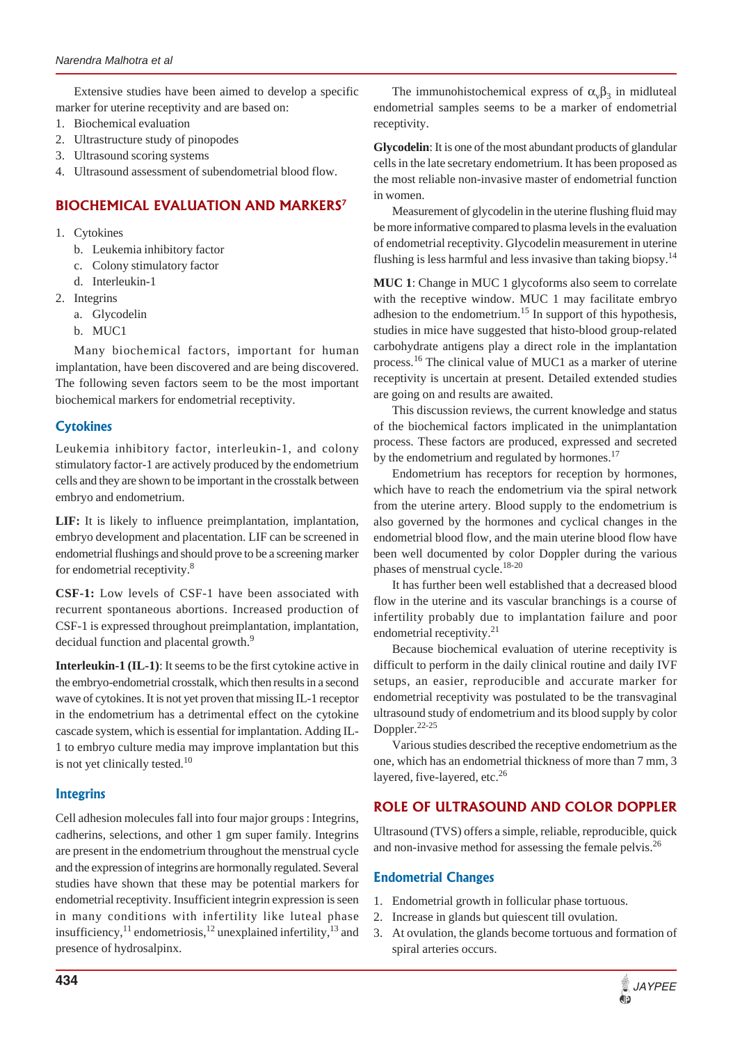Extensive studies have been aimed to develop a specific marker for uterine receptivity and are based on:

1. Biochemical evaluation
2. Ultrastructure study of pinopodes
3. Ultrasound scoring systems
4. Ultrasound assessment of subendometrial blood flow.

## BIOCHEMICAL EVALUATION AND MARKERS[7]

1. Cytokines
   - b. Leukemia inhibitory factor
   - c. Colony stimulatory factor
   - d. Interleukin-1
2. Integrins
   - a. Glycodelin
   - b. MUC1

Many biochemical factors, important for human implantation, have been discovered and are being discovered. The following seven factors seem to be the most important biochemical markers for endometrial receptivity.

### Cytokines

Leukemia inhibitory factor, interleukin-1, and colony stimulatory factor-1 are actively produced by the endometrium cells and they are shown to be important in the crosstalk between embryo and endometrium.

**LIF:** It is likely to influence preimplantation, implantation, embryo development and placentation. LIF can be screened in endometrial flushings and should prove to be a screening marker for endometrial receptivity.[8]

**CSF-1:** Low levels of CSF-1 have been associated with recurrent spontaneous abortions. Increased production of CSF-1 is expressed throughout preimplantation, implantation, decidual function and placental growth.[9]

**Interleukin-1 (IL-1)**: It seems to be the first cytokine active in the embryo-endometrial crosstalk, which then results in a second wave of cytokines. It is not yet proven that missing IL-1 receptor in the endometrium has a detrimental effect on the cytokine cascade system, which is essential for implantation. Adding IL-1 to embryo culture media may improve implantation but this is not yet clinically tested.[10]

### Integrins

Cell adhesion molecules fall into four major groups : Integrins, cadherins, selections, and other 1 gm super family. Integrins are present in the endometrium throughout the menstrual cycle and the expression of integrins are hormonally regulated. Several studies have shown that these may be potential markers for endometrial receptivity. Insufficient integrin expression is seen in many conditions with infertility like luteal phase insufficiency,[11] endometriosis,[12] unexplained infertility,[13] and presence of hydrosalpinx.

The immunohistochemical express of $\alpha_v\beta_3$ in midluteal endometrial samples seems to be a marker of endometrial receptivity.

**Glycodelin**: It is one of the most abundant products of glandular cells in the late secretary endometrium. It has been proposed as the most reliable non-invasive master of endometrial function in women.

Measurement of glycodelin in the uterine flushing fluid may be more informative compared to plasma levels in the evaluation of endometrial receptivity. Glycodelin measurement in uterine flushing is less harmful and less invasive than taking biopsy.[14]

**MUC 1**: Change in MUC 1 glycoforms also seem to correlate with the receptive window. MUC 1 may facilitate embryo adhesion to the endometrium.[15] In support of this hypothesis, studies in mice have suggested that histo-blood group-related carbohydrate antigens play a direct role in the implantation process.[16] The clinical value of MUC1 as a marker of uterine receptivity is uncertain at present. Detailed extended studies are going on and results are awaited.

This discussion reviews, the current knowledge and status of the biochemical factors implicated in the unimplantation process. These factors are produced, expressed and secreted by the endometrium and regulated by hormones.[17]

Endometrium has receptors for reception by hormones, which have to reach the endometrium via the spiral network from the uterine artery. Blood supply to the endometrium is also governed by the hormones and cyclical changes in the endometrial blood flow, and the main uterine blood flow have been well documented by color Doppler during the various phases of menstrual cycle.[18-20]

It has further been well established that a decreased blood flow in the uterine and its vascular branchings is a course of infertility probably due to implantation failure and poor endometrial receptivity.[21]

Because biochemical evaluation of uterine receptivity is difficult to perform in the daily clinical routine and daily IVF setups, an easier, reproducible and accurate marker for endometrial receptivity was postulated to be the transvaginal ultrasound study of endometrium and its blood supply by color Doppler.[22-25]

Various studies described the receptive endometrium as the one, which has an endometrial thickness of more than 7 mm, 3 layered, five-layered, etc.[26]

## ROLE OF ULTRASOUND AND COLOR DOPPLER

Ultrasound (TVS) offers a simple, reliable, reproducible, quick and non-invasive method for assessing the female pelvis.[26]

### Endometrial Changes

1. Endometrial growth in follicular phase tortuous.
2. Increase in glands but quiescent till ovulation.
3. At ovulation, the glands become tortuous and formation of spiral arteries occurs.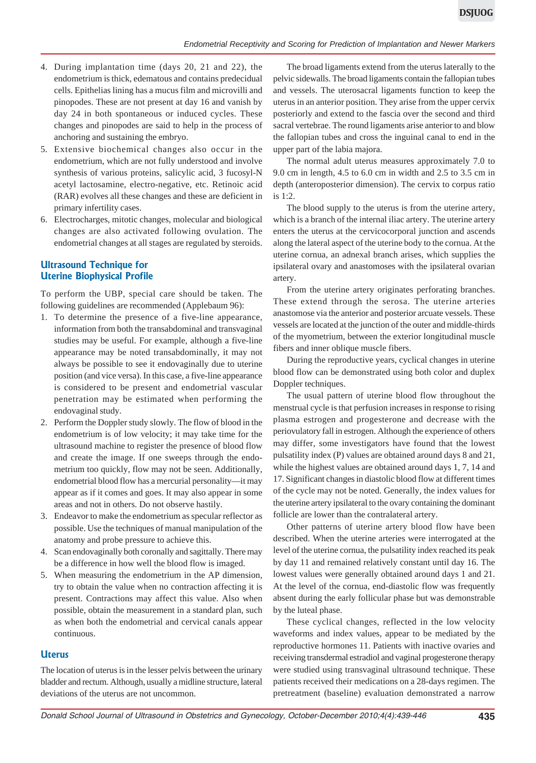4. During implantation time (days 20, 21 and 22), the endometrium is thick, edematous and contains predecidual cells. Epithelias lining has a mucus film and microvilli and pinopodes. These are not present at day 16 and vanish by day 24 in both spontaneous or induced cycles. These changes and pinopodes are said to help in the process of anchoring and sustaining the embryo.
5. Extensive biochemical changes also occur in the endometrium, which are not fully understood and involve synthesis of various proteins, salicylic acid, 3 fucosyl-N acetyl lactosamine, electro-negative, etc. Retinoic acid (RAR) evolves all these changes and these are deficient in primary infertility cases.
6. Electrocharges, mitotic changes, molecular and biological changes are also activated following ovulation. The endometrial changes at all stages are regulated by steroids.

## Ultrasound Technique for Uterine Biophysical Profile

To perform the UBP, special care should be taken. The following guidelines are recommended (Applebaum 96):

1. To determine the presence of a five-line appearance, information from both the transabdominal and transvaginal studies may be useful. For example, although a five-line appearance may be noted transabdominally, it may not always be possible to see it endovaginally due to uterine position (and vice versa). In this case, a five-line appearance is considered to be present and endometrial vascular penetration may be estimated when performing the endovaginal study.
2. Perform the Doppler study slowly. The flow of blood in the endometrium is of low velocity; it may take time for the ultrasound machine to register the presence of blood flow and create the image. If one sweeps through the endometrium too quickly, flow may not be seen. Additionally, endometrial blood flow has a mercurial personality—it may appear as if it comes and goes. It may also appear in some areas and not in others. Do not observe hastily.
3. Endeavor to make the endometrium as specular reflector as possible. Use the techniques of manual manipulation of the anatomy and probe pressure to achieve this.
4. Scan endovaginally both coronally and sagittally. There may be a difference in how well the blood flow is imaged.
5. When measuring the endometrium in the AP dimension, try to obtain the value when no contraction affecting it is present. Contractions may affect this value. Also when possible, obtain the measurement in a standard plan, such as when both the endometrial and cervical canals appear continuous.

## Uterus

The location of uterus is in the lesser pelvis between the urinary bladder and rectum. Although, usually a midline structure, lateral deviations of the uterus are not uncommon.

The broad ligaments extend from the uterus laterally to the pelvic sidewalls. The broad ligaments contain the fallopian tubes and vessels. The uterosacral ligaments function to keep the uterus in an anterior position. They arise from the upper cervix posteriorly and extend to the fascia over the second and third sacral vertebrae. The round ligaments arise anterior to and blow the fallopian tubes and cross the inguinal canal to end in the upper part of the labia majora.

The normal adult uterus measures approximately 7.0 to 9.0 cm in length, 4.5 to 6.0 cm in width and 2.5 to 3.5 cm in depth (anteroposterior dimension). The cervix to corpus ratio is 1:2.

The blood supply to the uterus is from the uterine artery, which is a branch of the internal iliac artery. The uterine artery enters the uterus at the cervicocorporal junction and ascends along the lateral aspect of the uterine body to the cornua. At the uterine cornua, an adnexal branch arises, which supplies the ipsilateral ovary and anastomoses with the ipsilateral ovarian artery.

From the uterine artery originates perforating branches. These extend through the serosa. The uterine arteries anastomose via the anterior and posterior arcuate vessels. These vessels are located at the junction of the outer and middle-thirds of the myometrium, between the exterior longitudinal muscle fibers and inner oblique muscle fibers.

During the reproductive years, cyclical changes in uterine blood flow can be demonstrated using both color and duplex Doppler techniques.

The usual pattern of uterine blood flow throughout the menstrual cycle is that perfusion increases in response to rising plasma estrogen and progesterone and decrease with the periovulatory fall in estrogen. Although the experience of others may differ, some investigators have found that the lowest pulsatility index (P) values are obtained around days 8 and 21, while the highest values are obtained around days 1, 7, 14 and 17. Significant changes in diastolic blood flow at different times of the cycle may not be noted. Generally, the index values for the uterine artery ipsilateral to the ovary containing the dominant follicle are lower than the contralateral artery.

Other patterns of uterine artery blood flow have been described. When the uterine arteries were interrogated at the level of the uterine cornua, the pulsatility index reached its peak by day 11 and remained relatively constant until day 16. The lowest values were generally obtained around days 1 and 21. At the level of the cornua, end-diastolic flow was frequently absent during the early follicular phase but was demonstrable by the luteal phase.

These cyclical changes, reflected in the low velocity waveforms and index values, appear to be mediated by the reproductive hormones 11. Patients with inactive ovaries and receiving transdermal estradiol and vaginal progesterone therapy were studied using transvaginal ultrasound technique. These patients received their medications on a 28-days regimen. The pretreatment (baseline) evaluation demonstrated a narrow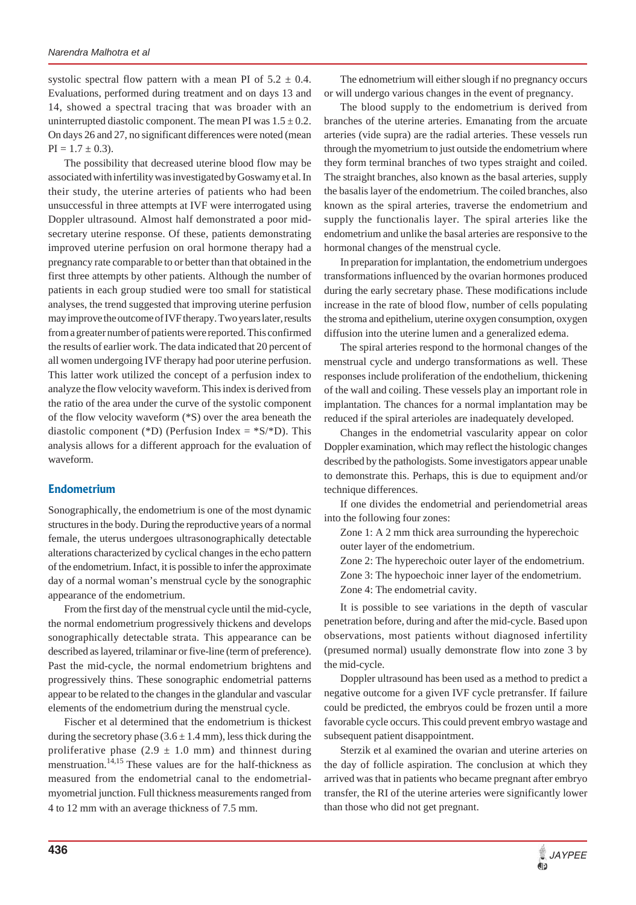systolic spectral flow pattern with a mean PI of $5.2 \pm 0.4$. Evaluations, performed during treatment and on days 13 and 14, showed a spectral tracing that was broader with an uninterrupted diastolic component. The mean PI was $1.5 \pm 0.2$. On days 26 and 27, no significant differences were noted (mean $PI = 1.7 \pm 0.3$).

The possibility that decreased uterine blood flow may be associated with infertility was investigated by Goswamy et al. In their study, the uterine arteries of patients who had been unsuccessful in three attempts at IVF were interrogated using Doppler ultrasound. Almost half demonstrated a poor mid-secretary uterine response. Of these, patients demonstrating improved uterine perfusion on oral hormone therapy had a pregnancy rate comparable to or better than that obtained in the first three attempts by other patients. Although the number of patients in each group studied were too small for statistical analyses, the trend suggested that improving uterine perfusion may improve the outcome of IVF therapy. Two years later, results from a greater number of patients were reported. This confirmed the results of earlier work. The data indicated that 20 percent of all women undergoing IVF therapy had poor uterine perfusion. This latter work utilized the concept of a perfusion index to analyze the flow velocity waveform. This index is derived from the ratio of the area under the curve of the systolic component of the flow velocity waveform (*S) over the area beneath the diastolic component (*D) (Perfusion Index = *S/*D). This analysis allows for a different approach for the evaluation of waveform.

## Endometrium

Sonographically, the endometrium is one of the most dynamic structures in the body. During the reproductive years of a normal female, the uterus undergoes ultrasonographically detectable alterations characterized by cyclical changes in the echo pattern of the endometrium. Infact, it is possible to infer the approximate day of a normal woman's menstrual cycle by the sonographic appearance of the endometrium.

From the first day of the menstrual cycle until the mid-cycle, the normal endometrium progressively thickens and develops sonographically detectable strata. This appearance can be described as layered, trilaminar or five-line (term of preference). Past the mid-cycle, the normal endometrium brightens and progressively thins. These sonographic endometrial patterns appear to be related to the changes in the glandular and vascular elements of the endometrium during the menstrual cycle.

Fischer et al determined that the endometrium is thickest during the secretory phase ($3.6 \pm 1.4$ mm), less thick during the proliferative phase ($2.9 \pm 1.0$ mm) and thinnest during menstruation.[14,15] These values are for the half-thickness as measured from the endometrial canal to the endometrial-myometrial junction. Full thickness measurements ranged from 4 to 12 mm with an average thickness of 7.5 mm.

The ednometrium will either slough if no pregnancy occurs or will undergo various changes in the event of pregnancy.

The blood supply to the endometrium is derived from branches of the uterine arteries. Emanating from the arcuate arteries (vide supra) are the radial arteries. These vessels run through the myometrium to just outside the endometrium where they form terminal branches of two types straight and coiled. The straight branches, also known as the basal arteries, supply the basalis layer of the endometrium. The coiled branches, also known as the spiral arteries, traverse the endometrium and supply the functionalis layer. The spiral arteries like the endometrium and unlike the basal arteries are responsive to the hormonal changes of the menstrual cycle.

In preparation for implantation, the endometrium undergoes transformations influenced by the ovarian hormones produced during the early secretary phase. These modifications include increase in the rate of blood flow, number of cells populating the stroma and epithelium, uterine oxygen consumption, oxygen diffusion into the uterine lumen and a generalized edema.

The spiral arteries respond to the hormonal changes of the menstrual cycle and undergo transformations as well. These responses include proliferation of the endothelium, thickening of the wall and coiling. These vessels play an important role in implantation. The chances for a normal implantation may be reduced if the spiral arterioles are inadequately developed.

Changes in the endometrial vascularity appear on color Doppler examination, which may reflect the histologic changes described by the pathologists. Some investigators appear unable to demonstrate this. Perhaps, this is due to equipment and/or technique differences.

If one divides the endometrial and periendometrial areas into the following four zones:

Zone 1: A 2 mm thick area surrounding the hyperechoic outer layer of the endometrium.

Zone 2: The hyperechoic outer layer of the endometrium.

Zone 3: The hypoechoic inner layer of the endometrium.

Zone 4: The endometrial cavity.

It is possible to see variations in the depth of vascular penetration before, during and after the mid-cycle. Based upon observations, most patients without diagnosed infertility (presumed normal) usually demonstrate flow into zone 3 by the mid-cycle.

Doppler ultrasound has been used as a method to predict a negative outcome for a given IVF cycle pretransfer. If failure could be predicted, the embryos could be frozen until a more favorable cycle occurs. This could prevent embryo wastage and subsequent patient disappointment.

Sterzik et al examined the ovarian and uterine arteries on the day of follicle aspiration. The conclusion at which they arrived was that in patients who became pregnant after embryo transfer, the RI of the uterine arteries were significantly lower than those who did not get pregnant.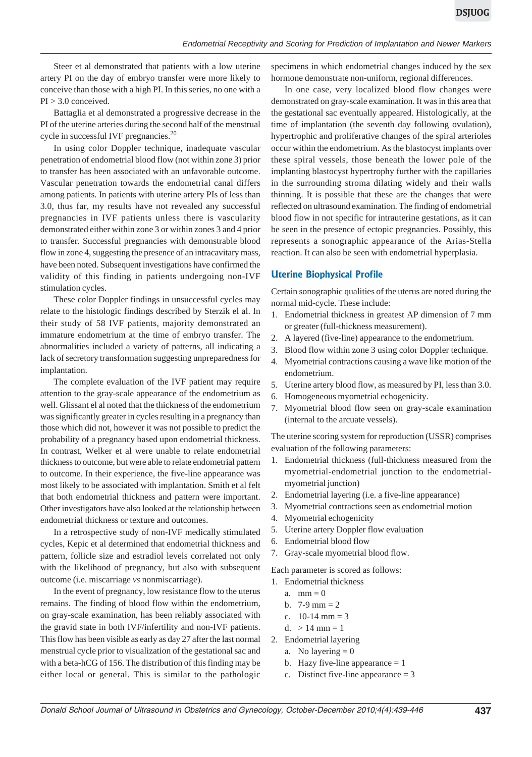Steer et al demonstrated that patients with a low uterine artery PI on the day of embryo transfer were more likely to conceive than those with a high PI. In this series, no one with a PI > 3.0 conceived.

Battaglia et al demonstrated a progressive decrease in the PI of the uterine arteries during the second half of the menstrual cycle in successful IVF pregnancies.[20]

In using color Doppler technique, inadequate vascular penetration of endometrial blood flow (not within zone 3) prior to transfer has been associated with an unfavorable outcome. Vascular penetration towards the endometrial canal differs among patients. In patients with uterine artery PIs of less than 3.0, thus far, my results have not revealed any successful pregnancies in IVF patients unless there is vascularity demonstrated either within zone 3 or within zones 3 and 4 prior to transfer. Successful pregnancies with demonstrable blood flow in zone 4, suggesting the presence of an intracavitary mass, have been noted. Subsequent investigations have confirmed the validity of this finding in patients undergoing non-IVF stimulation cycles.

These color Doppler findings in unsuccessful cycles may relate to the histologic findings described by Sterzik el al. In their study of 58 IVF patients, majority demonstrated an immature endometrium at the time of embryo transfer. The abnormalities included a variety of patterns, all indicating a lack of secretory transformation suggesting unpreparedness for implantation.

The complete evaluation of the IVF patient may require attention to the gray-scale appearance of the endometrium as well. Glissant el al noted that the thickness of the endometrium was significantly greater in cycles resulting in a pregnancy than those which did not, however it was not possible to predict the probability of a pregnancy based upon endometrial thickness. In contrast, Welker et al were unable to relate endometrial thickness to outcome, but were able to relate endometrial pattern to outcome. In their experience, the five-line appearance was most likely to be associated with implantation. Smith et al felt that both endometrial thickness and pattern were important. Other investigators have also looked at the relationship between endometrial thickness or texture and outcomes.

In a retrospective study of non-IVF medically stimulated cycles, Kepic et al determined that endometrial thickness and pattern, follicle size and estradiol levels correlated not only with the likelihood of pregnancy, but also with subsequent outcome (i.e. miscarriage *vs* nonmiscarriage).

In the event of pregnancy, low resistance flow to the uterus remains. The finding of blood flow within the endometrium, on gray-scale examination, has been reliably associated with the gravid state in both IVF/infertility and non-IVF patients. This flow has been visible as early as day 27 after the last normal menstrual cycle prior to visualization of the gestational sac and with a beta-hCG of 156. The distribution of this finding may be either local or general. This is similar to the pathologic specimens in which endometrial changes induced by the sex hormone demonstrate non-uniform, regional differences.

In one case, very localized flow changes were demonstrated on gray-scale examination. It was in this area that the gestational sac eventually appeared. Histologically, at the time of implantation (the seventh day following ovulation), hypertrophic and proliferative changes of the spiral arterioles occur within the endometrium. As the blastocyst implants over these spiral vessels, those beneath the lower pole of the implanting blastocyst hypertrophy further with the capillaries in the surrounding stroma dilating widely and their walls thinning. It is possible that these are the changes that were reflected on ultrasound examination. The finding of endometrial blood flow in not specific for intrauterine gestations, as it can be seen in the presence of ectopic pregnancies. Possibly, this represents a sonographic appearance of the Arias-Stella reaction. It can also be seen with endometrial hyperplasia.

## Uterine Biophysical Profile

Certain sonographic qualities of the uterus are noted during the normal mid-cycle. These include:

1. Endometrial thickness in greatest AP dimension of 7 mm or greater (full-thickness measurement).
2. A layered (five-line) appearance to the endometrium.
3. Blood flow within zone 3 using color Doppler technique.
4. Myometrial contractions causing a wave like motion of the endometrium.
5. Uterine artery blood flow, as measured by PI, less than 3.0.
6. Homogeneous myometrial echogenicity.
7. Myometrial blood flow seen on gray-scale examination (internal to the arcuate vessels).

The uterine scoring system for reproduction (USSR) comprises evaluation of the following parameters:

1. Endometrial thickness (full-thickness measured from the myometrial-endometrial junction to the endometrial-myometrial junction)
2. Endometrial layering (i.e. a five-line appearance)
3. Myometrial contractions seen as endometrial motion
4. Myometrial echogenicity
5. Uterine artery Doppler flow evaluation
6. Endometrial blood flow
7. Gray-scale myometrial blood flow.

Each parameter is scored as follows:

1. Endometrial thickness
   a. mm = 0
   b. 7-9 mm = 2
   c. 10-14 mm = 3
   d. > 14 mm = 1
2. Endometrial layering
   a. No layering = 0
   b. Hazy five-line appearance = 1
   c. Distinct five-line appearance = 3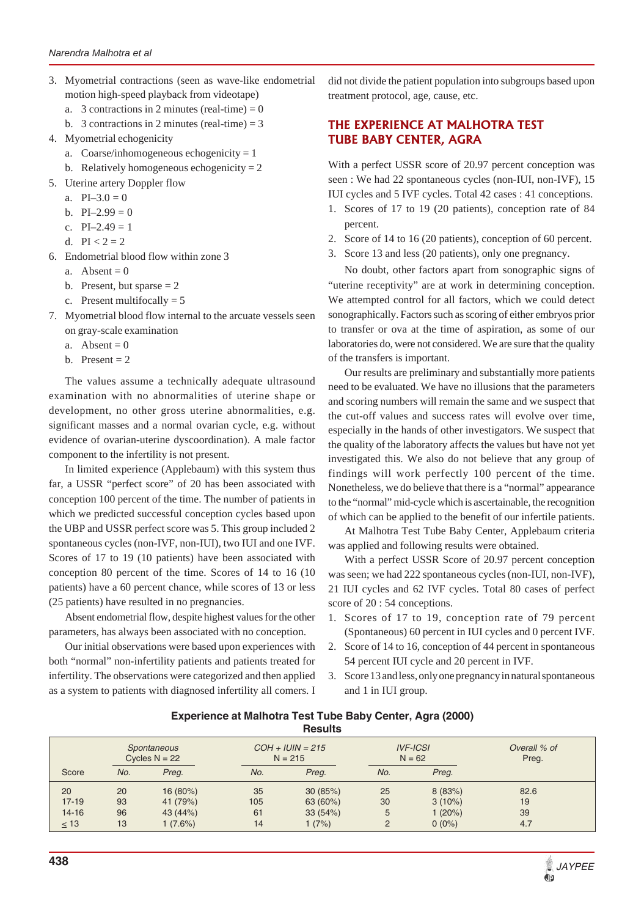3. Myometrial contractions (seen as wave-like endometrial motion high-speed playback from videotape)
   a. 3 contractions in 2 minutes (real-time) = 0
   b. 3 contractions in 2 minutes (real-time) = 3
4. Myometrial echogenicity
   a. Coarse/inhomogeneous echogenicity = 1
   b. Relatively homogeneous echogenicity = 2
5. Uterine artery Doppler flow
   a. PI–3.0 = 0
   b. PI–2.99 = 0
   c. PI–2.49 = 1
   d. PI < 2 = 2
6. Endometrial blood flow within zone 3
   a. Absent = 0
   b. Present, but sparse = 2
   c. Present multifocally = 5
7. Myometrial blood flow internal to the arcuate vessels seen on gray-scale examination
   a. Absent = 0
   b. Present = 2

The values assume a technically adequate ultrasound examination with no abnormalities of uterine shape or development, no other gross uterine abnormalities, e.g. significant masses and a normal ovarian cycle, e.g. without evidence of ovarian-uterine dyscoordination). A male factor component to the infertility is not present.

In limited experience (Applebaum) with this system thus far, a USSR "perfect score" of 20 has been associated with conception 100 percent of the time. The number of patients in which we predicted successful conception cycles based upon the UBP and USSR perfect score was 5. This group included 2 spontaneous cycles (non-IVF, non-IUI), two IUI and one IVF. Scores of 17 to 19 (10 patients) have been associated with conception 80 percent of the time. Scores of 14 to 16 (10 patients) have a 60 percent chance, while scores of 13 or less (25 patients) have resulted in no pregnancies.

Absent endometrial flow, despite highest values for the other parameters, has always been associated with no conception.

Our initial observations were based upon experiences with both "normal" non-infertility patients and patients treated for infertility. The observations were categorized and then applied as a system to patients with diagnosed infertility all comers. I did not divide the patient population into subgroups based upon treatment protocol, age, cause, etc.

## THE EXPERIENCE AT MALHOTRA TEST TUBE BABY CENTER, AGRA

With a perfect USSR score of 20.97 percent conception was seen : We had 22 spontaneous cycles (non-IUI, non-IVF), 15 IUI cycles and 5 IVF cycles. Total 42 cases : 41 conceptions.

1. Scores of 17 to 19 (20 patients), conception rate of 84 percent.
2. Score of 14 to 16 (20 patients), conception of 60 percent.
3. Score 13 and less (20 patients), only one pregnancy.

No doubt, other factors apart from sonographic signs of "uterine receptivity" are at work in determining conception. We attempted control for all factors, which we could detect sonographically. Factors such as scoring of either embryos prior to transfer or ova at the time of aspiration, as some of our laboratories do, were not considered. We are sure that the quality of the transfers is important.

Our results are preliminary and substantially more patients need to be evaluated. We have no illusions that the parameters and scoring numbers will remain the same and we suspect that the cut-off values and success rates will evolve over time, especially in the hands of other investigators. We suspect that the quality of the laboratory affects the values but have not yet investigated this. We also do not believe that any group of findings will work perfectly 100 percent of the time. Nonetheless, we do believe that there is a "normal" appearance to the "normal" mid-cycle which is ascertainable, the recognition of which can be applied to the benefit of our infertile patients.

At Malhotra Test Tube Baby Center, Applebaum criteria was applied and following results were obtained.

With a perfect USSR Score of 20.97 percent conception was seen; we had 222 spontaneous cycles (non-IUI, non-IVF), 21 IUI cycles and 62 IVF cycles. Total 80 cases of perfect score of 20 : 54 conceptions.

1. Scores of 17 to 19, conception rate of 79 percent (Spontaneous) 60 percent in IUI cycles and 0 percent IVF.
2. Score of 14 to 16, conception of 44 percent in spontaneous 54 percent IUI cycle and 20 percent in IVF.
3. Score 13 and less, only one pregnancy in natural spontaneous and 1 in IUI group.

**Experience at Malhotra Test Tube Baby Center, Agra (2000)**
**Results**

| | *Spontaneous* Cycles N = 22 | | *COH + IUIN = 215* N = 215 | | *IVF-ICSI* N = 62 | | *Overall % of* Preg. |
|---|---|---|---|---|---|---|---|
| Score | *No.* | *Preg.* | *No.* | *Preg.* | *No.* | *Preg.* | |
| 20 | 20 | 16 (80%) | 35 | 30 (85%) | 25 | 8 (83%) | 82.6 |
| 17-19 | 93 | 41 (79%) | 105 | 63 (60%) | 30 | 3 (10%) | 19 |
| 14-16 | 96 | 43 (44%) | 61 | 33 (54%) | 5 | 1 (20%) | 39 |
| ≤ 13 | 13 | 1 (7.6%) | 14 | 1 (7%) | 2 | 0 (0%) | 4.7 |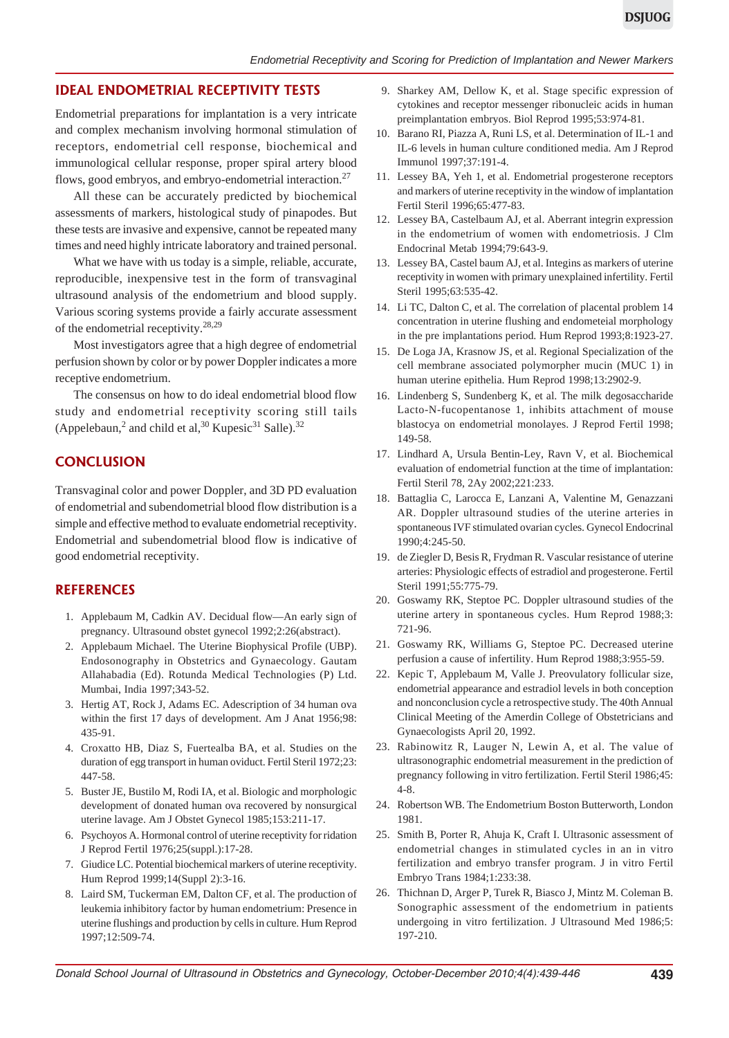## IDEAL ENDOMETRIAL RECEPTIVITY TESTS

Endometrial preparations for implantation is a very intricate and complex mechanism involving hormonal stimulation of receptors, endometrial cell response, biochemical and immunological cellular response, proper spiral artery blood flows, good embryos, and embryo-endometrial interaction.[27]

All these can be accurately predicted by biochemical assessments of markers, histological study of pinapodes. But these tests are invasive and expensive, cannot be repeated many times and need highly intricate laboratory and trained personal.

What we have with us today is a simple, reliable, accurate, reproducible, inexpensive test in the form of transvaginal ultrasound analysis of the endometrium and blood supply. Various scoring systems provide a fairly accurate assessment of the endometrial receptivity.[28,29]

Most investigators agree that a high degree of endometrial perfusion shown by color or by power Doppler indicates a more receptive endometrium.

The consensus on how to do ideal endometrial blood flow study and endometrial receptivity scoring still tails (Appelebaun,[2] and child et al,[30] Kupesic[31] Salle).[32]

## CONCLUSION

Transvaginal color and power Doppler, and 3D PD evaluation of endometrial and subendometrial blood flow distribution is a simple and effective method to evaluate endometrial receptivity. Endometrial and subendometrial blood flow is indicative of good endometrial receptivity.

## REFERENCES

1. Applebaum M, Cadkin AV. Decidual flow—An early sign of pregnancy. Ultrasound obstet gynecol 1992;2:26(abstract).
2. Applebaum Michael. The Uterine Biophysical Profile (UBP). Endosonography in Obstetrics and Gynaecology. Gautam Allahabadia (Ed). Rotunda Medical Technologies (P) Ltd. Mumbai, India 1997;343-52.
3. Hertig AT, Rock J, Adams EC. Adescription of 34 human ova within the first 17 days of development. Am J Anat 1956;98: 435-91.
4. Croxatto HB, Diaz S, Fuertealba BA, et al. Studies on the duration of egg transport in human oviduct. Fertil Steril 1972;23: 447-58.
5. Buster JE, Bustilo M, Rodi IA, et al. Biologic and morphologic development of donated human ova recovered by nonsurgical uterine lavage. Am J Obstet Gynecol 1985;153:211-17.
6. Psychoyos A. Hormonal control of uterine receptivity for ridation J Reprod Fertil 1976;25(suppl.):17-28.
7. Giudice LC. Potential biochemical markers of uterine receptivity. Hum Reprod 1999;14(Suppl 2):3-16.
8. Laird SM, Tuckerman EM, Dalton CF, et al. The production of leukemia inhibitory factor by human endometrium: Presence in uterine flushings and production by cells in culture. Hum Reprod 1997;12:509-74.
9. Sharkey AM, Dellow K, et al. Stage specific expression of cytokines and receptor messenger ribonucleic acids in human preimplantation embryos. Biol Reprod 1995;53:974-81.
10. Barano RI, Piazza A, Runi LS, et al. Determination of IL-1 and IL-6 levels in human culture conditioned media. Am J Reprod Immunol 1997;37:191-4.
11. Lessey BA, Yeh 1, et al. Endometrial progesterone receptors and markers of uterine receptivity in the window of implantation Fertil Steril 1996;65:477-83.
12. Lessey BA, Castelbaum AJ, et al. Aberrant integrin expression in the endometrium of women with endometriosis. J Clm Endocrinal Metab 1994;79:643-9.
13. Lessey BA, Castel baum AJ, et al. Integins as markers of uterine receptivity in women with primary unexplained infertility. Fertil Steril 1995;63:535-42.
14. Li TC, Dalton C, et al. The correlation of placental problem 14 concentration in uterine flushing and endometeial morphology in the pre implantations period. Hum Reprod 1993;8:1923-27.
15. De Loga JA, Krasnow JS, et al. Regional Specialization of the cell membrane associated polymorpher mucin (MUC 1) in human uterine epithelia. Hum Reprod 1998;13:2902-9.
16. Lindenberg S, Sundenberg K, et al. The milk degosaccharide Lacto-N-fucopentanose 1, inhibits attachment of mouse blastocya on endometrial monolayes. J Reprod Fertil 1998; 149-58.
17. Lindhard A, Ursula Bentin-Ley, Ravn V, et al. Biochemical evaluation of endometrial function at the time of implantation: Fertil Steril 78, 2Ay 2002;221:233.
18. Battaglia C, Larocca E, Lanzani A, Valentine M, Genazzani AR. Doppler ultrasound studies of the uterine arteries in spontaneous IVF stimulated ovarian cycles. Gynecol Endocrinal 1990;4:245-50.
19. de Ziegler D, Besis R, Frydman R. Vascular resistance of uterine arteries: Physiologic effects of estradiol and progesterone. Fertil Steril 1991;55:775-79.
20. Goswamy RK, Steptoe PC. Doppler ultrasound studies of the uterine artery in spontaneous cycles. Hum Reprod 1988;3: 721-96.
21. Goswamy RK, Williams G, Steptoe PC. Decreased uterine perfusion a cause of infertility. Hum Reprod 1988;3:955-59.
22. Kepic T, Applebaum M, Valle J. Preovulatory follicular size, endometrial appearance and estradiol levels in both conception and nonconclusion cycle a retrospective study. The 40th Annual Clinical Meeting of the Amerdin College of Obstetricians and Gynaecologists April 20, 1992.
23. Rabinowitz R, Lauger N, Lewin A, et al. The value of ultrasonographic endometrial measurement in the prediction of pregnancy following in vitro fertilization. Fertil Steril 1986;45: 4-8.
24. Robertson WB. The Endometrium Boston Butterworth, London 1981.
25. Smith B, Porter R, Ahuja K, Craft I. Ultrasonic assessment of endometrial changes in stimulated cycles in an in vitro fertilization and embryo transfer program. J in vitro Fertil Embryo Trans 1984;1:233:38.
26. Thichnan D, Arger P, Turek R, Biasco J, Mintz M. Coleman B. Sonographic assessment of the endometrium in patients undergoing in vitro fertilization. J Ultrasound Med 1986;5: 197-210.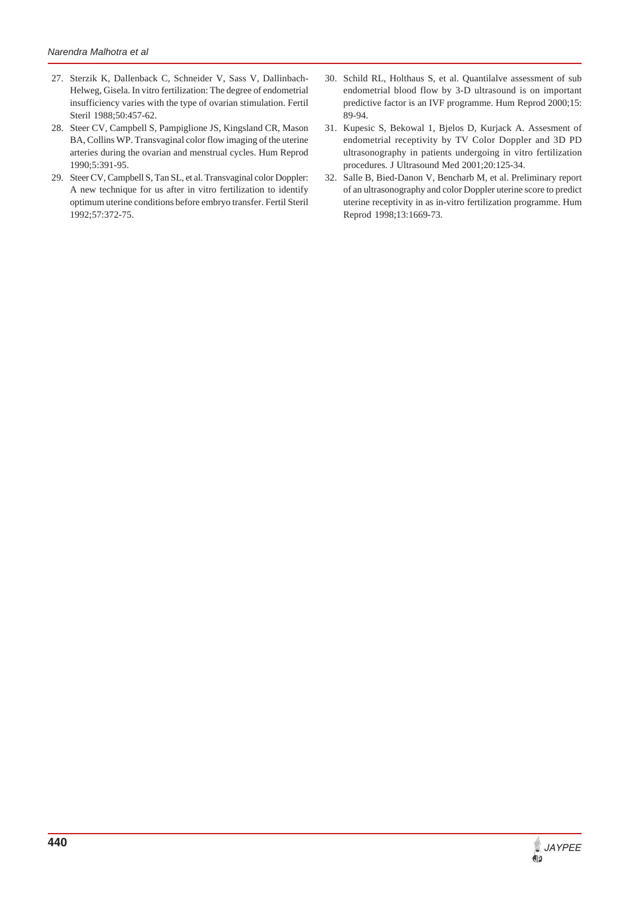27. Sterzik K, Dallenback C, Schneider V, Sass V, Dallinbach-Helweg, Gisela. In vitro fertilization: The degree of endometrial insufficiency varies with the type of ovarian stimulation. Fertil Steril 1988;50:457-62.
28. Steer CV, Campbell S, Pampiglione JS, Kingsland CR, Mason BA, Collins WP. Transvaginal color flow imaging of the uterine arteries during the ovarian and menstrual cycles. Hum Reprod 1990;5:391-95.
29. Steer CV, Campbell S, Tan SL, et al. Transvaginal color Doppler: A new technique for us after in vitro fertilization to identify optimum uterine conditions before embryo transfer. Fertil Steril 1992;57:372-75.
30. Schild RL, Holthaus S, et al. Quantilalve assessment of sub endometrial blood flow by 3-D ultrasound is on important predictive factor is an IVF programme. Hum Reprod 2000;15: 89-94.
31. Kupesic S, Bekowal 1, Bjelos D, Kurjack A. Assesment of endometrial receptivity by TV Color Doppler and 3D PD ultrasonography in patients undergoing in vitro fertilization procedures. J Ultrasound Med 2001;20:125-34.
32. Salle B, Bied-Danon V, Bencharb M, et al. Preliminary report of an ultrasonography and color Doppler uterine score to predict uterine receptivity in as in-vitro fertilization programme. Hum Reprod 1998;13:1669-73.